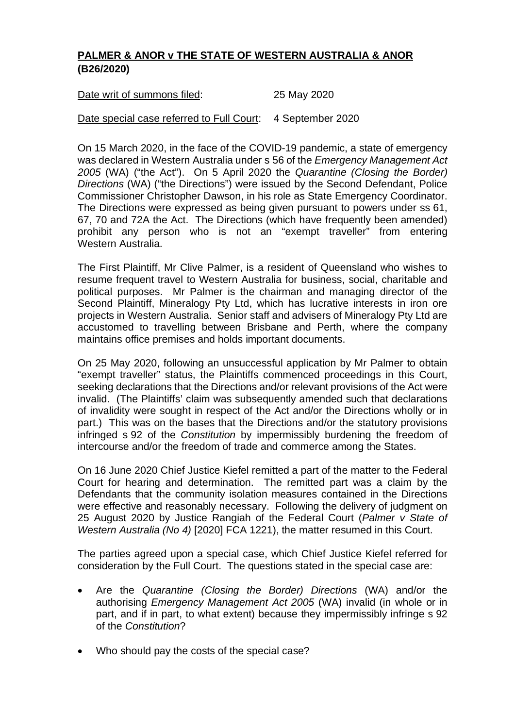**PALMER & ANOR v THE STATE OF WESTERN AUSTRALIA & ANOR (B26/2020)**

Date writ of summons filed: 25 May 2020

Date special case referred to Full Court: 4 September 2020

On 15 March 2020, in the face of the COVID-19 pandemic, a state of emergency was declared in Western Australia under s 56 of the *Emergency Management Act 2005* (WA) ("the Act"). On 5 April 2020 the *Quarantine (Closing the Border) Directions* (WA) ("the Directions") were issued by the Second Defendant, Police Commissioner Christopher Dawson, in his role as State Emergency Coordinator. The Directions were expressed as being given pursuant to powers under ss 61, 67, 70 and 72A the Act. The Directions (which have frequently been amended) prohibit any person who is not an "exempt traveller" from entering Western Australia.

The First Plaintiff, Mr Clive Palmer, is a resident of Queensland who wishes to resume frequent travel to Western Australia for business, social, charitable and political purposes. Mr Palmer is the chairman and managing director of the Second Plaintiff, Mineralogy Pty Ltd, which has lucrative interests in iron ore projects in Western Australia. Senior staff and advisers of Mineralogy Pty Ltd are accustomed to travelling between Brisbane and Perth, where the company maintains office premises and holds important documents.

On 25 May 2020, following an unsuccessful application by Mr Palmer to obtain "exempt traveller" status, the Plaintiffs commenced proceedings in this Court, seeking declarations that the Directions and/or relevant provisions of the Act were invalid. (The Plaintiffs' claim was subsequently amended such that declarations of invalidity were sought in respect of the Act and/or the Directions wholly or in part.) This was on the bases that the Directions and/or the statutory provisions infringed s 92 of the *Constitution* by impermissibly burdening the freedom of intercourse and/or the freedom of trade and commerce among the States.

On 16 June 2020 Chief Justice Kiefel remitted a part of the matter to the Federal Court for hearing and determination. The remitted part was a claim by the Defendants that the community isolation measures contained in the Directions were effective and reasonably necessary. Following the delivery of judgment on 25 August 2020 by Justice Rangiah of the Federal Court (*Palmer v State of Western Australia (No 4)* [2020] FCA 1221), the matter resumed in this Court.

The parties agreed upon a special case, which Chief Justice Kiefel referred for consideration by the Full Court. The questions stated in the special case are:

- Are the *Quarantine (Closing the Border) Directions* (WA) and/or the authorising *Emergency Management Act 2005* (WA) invalid (in whole or in part, and if in part, to what extent) because they impermissibly infringe s 92 of the *Constitution*?
- Who should pay the costs of the special case?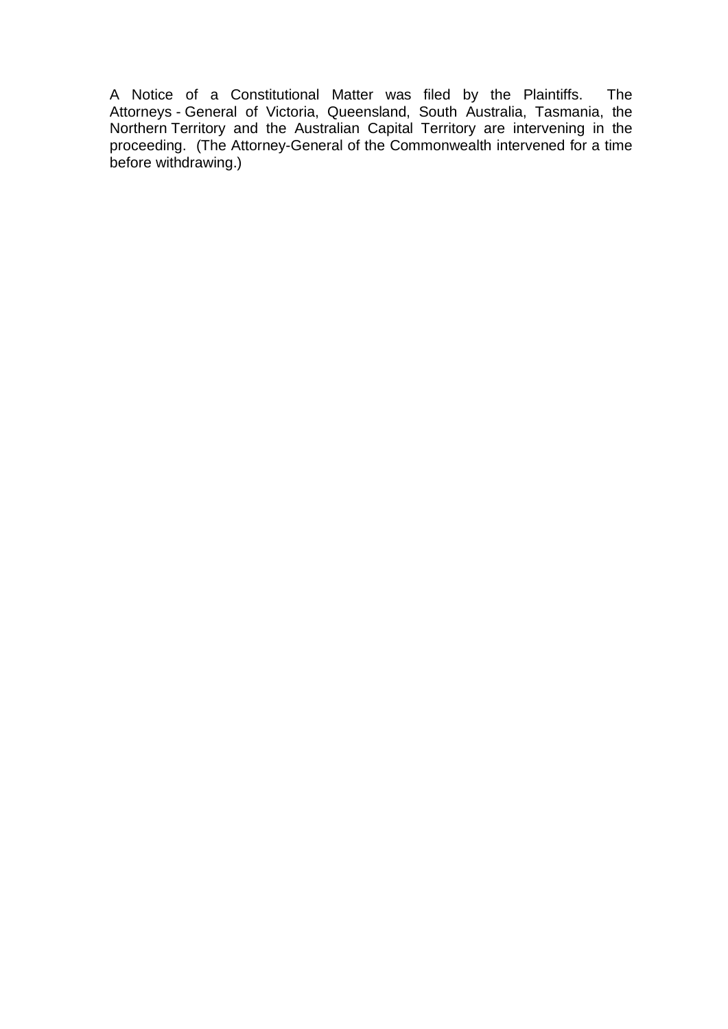A Notice of a Constitutional Matter was filed by the Plaintiffs. The Attorneys - General of Victoria, Queensland, South Australia, Tasmania, the Northern Territory and the Australian Capital Territory are intervening in the proceeding. (The Attorney-General of the Commonwealth intervened for a time before withdrawing.)